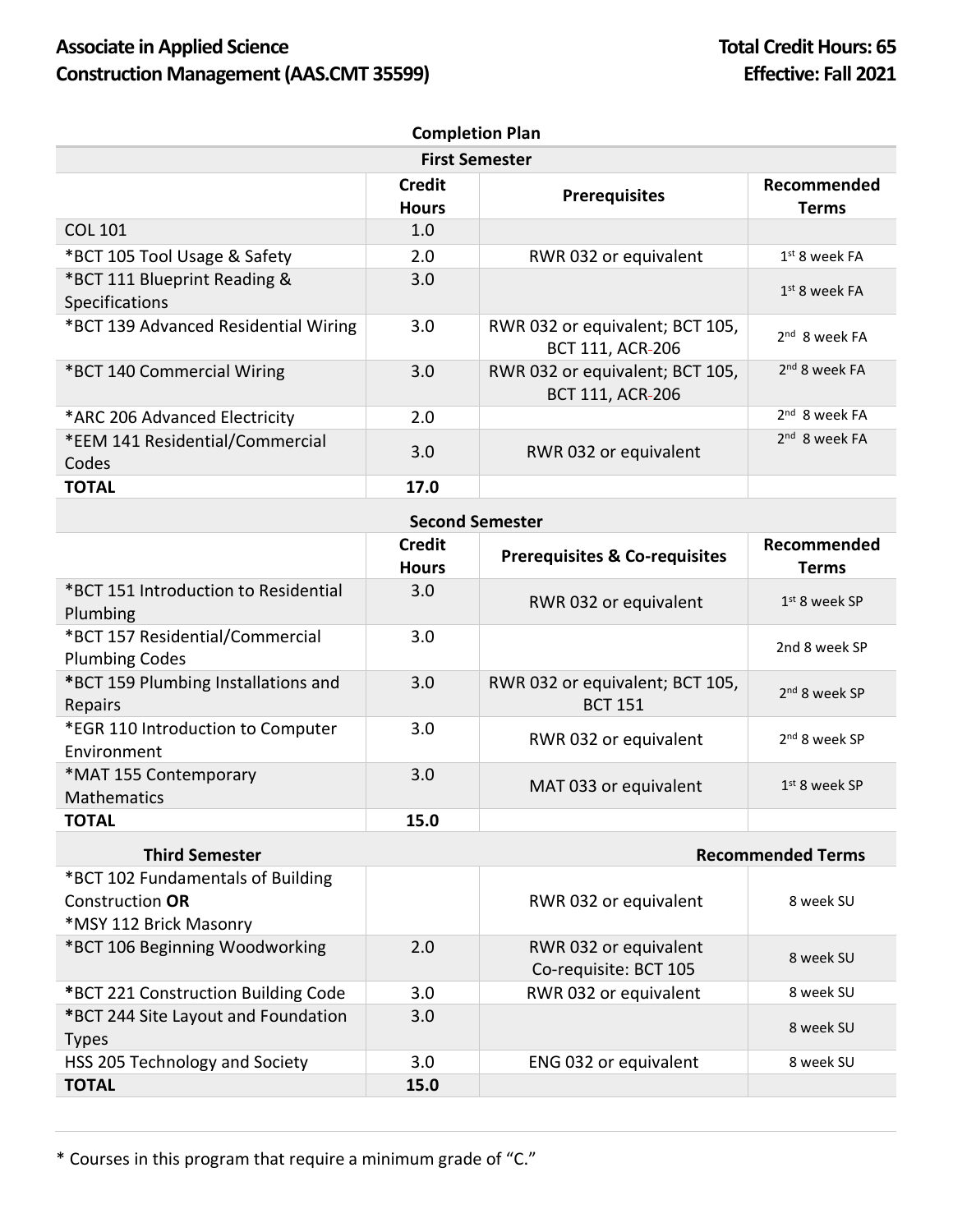# Associate in Applied Science
# Construction Management (AAS.CMT 35599)

**Total Credit Hours: 65**
**Effective: Fall 2021**

## Completion Plan

### First Semester

| | Credit Hours | Prerequisites | Recommended Terms |
|---|---|---|---|
| COL 101 | 1.0 | | |
| *BCT 105 Tool Usage & Safety | 2.0 | RWR 032 or equivalent | 1st 8 week FA |
| *BCT 111 Blueprint Reading & Specifications | 3.0 | | 1st 8 week FA |
| *BCT 139 Advanced Residential Wiring | 3.0 | RWR 032 or equivalent; BCT 105, BCT 111, ACR-206 | 2nd 8 week FA |
| *BCT 140 Commercial Wiring | 3.0 | RWR 032 or equivalent; BCT 105, BCT 111, ACR-206 | 2nd 8 week FA |
| *ARC 206 Advanced Electricity | 2.0 | | 2nd 8 week FA |
| *EEM 141 Residential/Commercial Codes | 3.0 | RWR 032 or equivalent | 2nd 8 week FA |
| **TOTAL** | **17.0** | | |

### Second Semester

| | Credit Hours | Prerequisites & Co-requisites | Recommended Terms |
|---|---|---|---|
| *BCT 151 Introduction to Residential Plumbing | 3.0 | RWR 032 or equivalent | 1st 8 week SP |
| *BCT 157 Residential/Commercial Plumbing Codes | 3.0 | | 2nd 8 week SP |
| *BCT 159 Plumbing Installations and Repairs | 3.0 | RWR 032 or equivalent; BCT 105, BCT 151 | 2nd 8 week SP |
| *EGR 110 Introduction to Computer Environment | 3.0 | RWR 032 or equivalent | 2nd 8 week SP |
| *MAT 155 Contemporary Mathematics | 3.0 | MAT 033 or equivalent | 1st 8 week SP |
| **TOTAL** | **15.0** | | |

### Third Semester

| Third Semester | | | Recommended Terms |
|---|---|---|---|
| *BCT 102 Fundamentals of Building Construction **OR** *MSY 112 Brick Masonry | | RWR 032 or equivalent | 8 week SU |
| *BCT 106 Beginning Woodworking | 2.0 | RWR 032 or equivalent Co-requisite: BCT 105 | 8 week SU |
| *BCT 221 Construction Building Code | 3.0 | RWR 032 or equivalent | 8 week SU |
| *BCT 244 Site Layout and Foundation Types | 3.0 | | 8 week SU |
| HSS 205 Technology and Society | 3.0 | ENG 032 or equivalent | 8 week SU |
| **TOTAL** | **15.0** | | |

* Courses in this program that require a minimum grade of "C."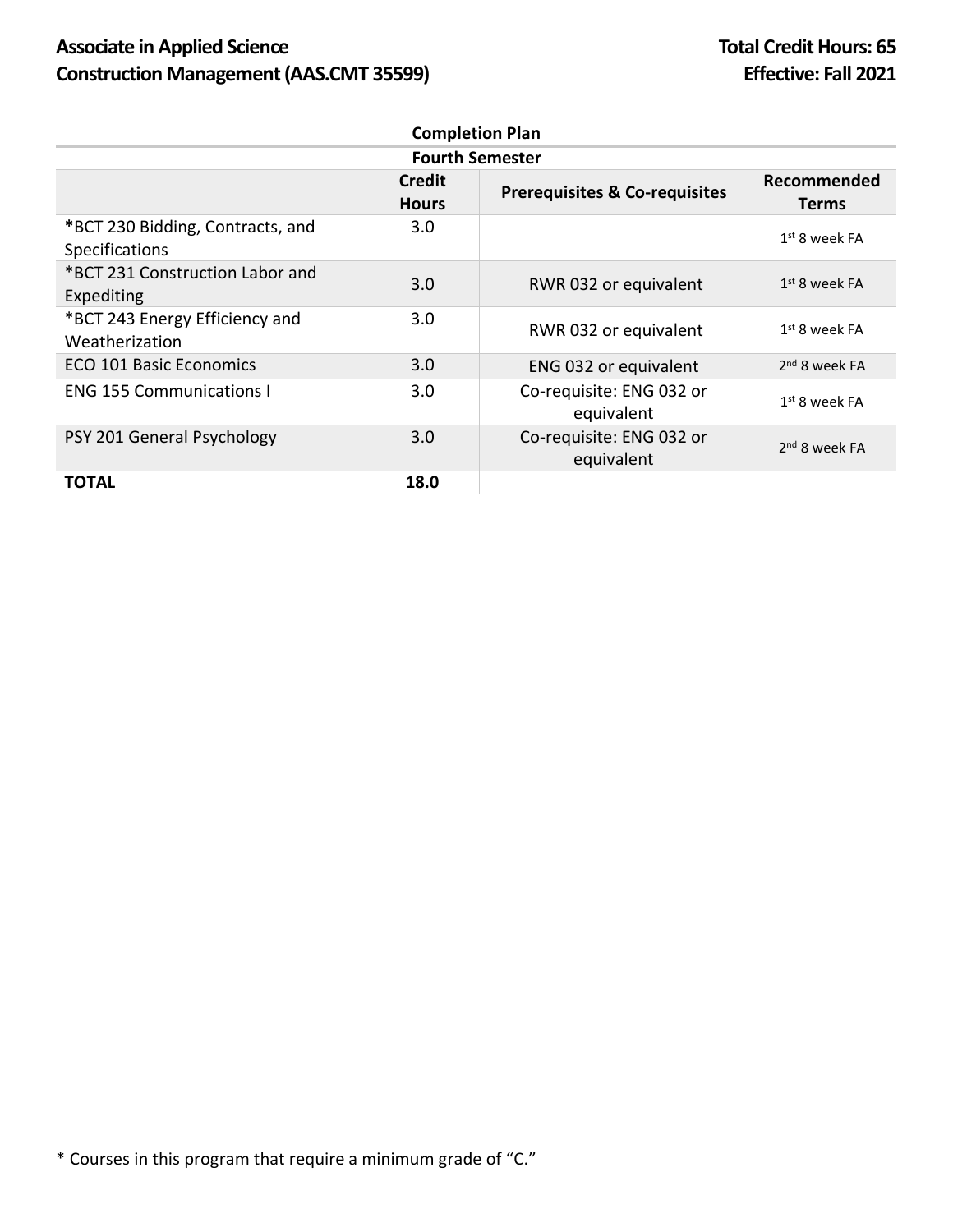**Associate in Applied Science**
**Construction Management (AAS.CMT 35599)**

**Total Credit Hours: 65**
**Effective: Fall 2021**

**Completion Plan**

**Fourth Semester**

| | Credit Hours | Prerequisites & Co-requisites | Recommended Terms |
|---|---|---|---|
| *BCT 230 Bidding, Contracts, and Specifications | 3.0 | | 1st 8 week FA |
| *BCT 231 Construction Labor and Expediting | 3.0 | RWR 032 or equivalent | 1st 8 week FA |
| *BCT 243 Energy Efficiency and Weatherization | 3.0 | RWR 032 or equivalent | 1st 8 week FA |
| ECO 101 Basic Economics | 3.0 | ENG 032 or equivalent | 2nd 8 week FA |
| ENG 155 Communications I | 3.0 | Co-requisite: ENG 032 or equivalent | 1st 8 week FA |
| PSY 201 General Psychology | 3.0 | Co-requisite: ENG 032 or equivalent | 2nd 8 week FA |
| **TOTAL** | **18.0** | | |

* Courses in this program that require a minimum grade of "C."